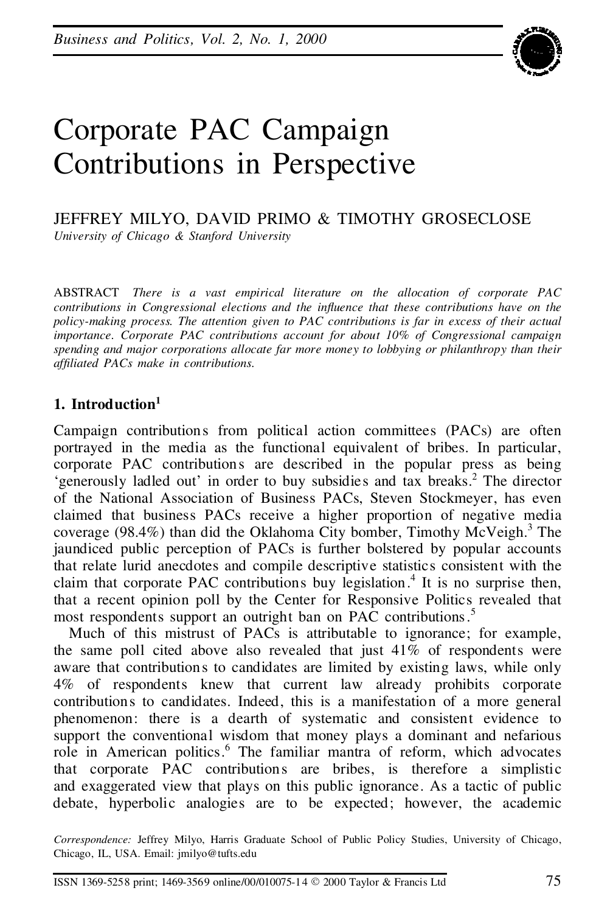# Corporate PAC Campaign Contributions in Perspective

JEFFREY MILYO, DAVID PRIMO & TIMOTHY GROSECLOSE

*University of Chicago & Stanford University*

ABSTRACT *There is a vast empirical literature on the allocation of corporate PAC contributions in Congressional elections and the influence that these contributions have on the policy-making process. The attention given to PAC contributions is far in excess of their actual importance. Corporate PAC contributions account for about 10% of Congressional campaign spending and major corporations allocate far more money to lobbying or philanthropy than their affiliated PACs make in contributions.*

## 1. Introduction[1]

Campaign contributions from political action committees (PACs) are often portrayed in the media as the functional equivalent of bribes. In particular, corporate PAC contributions are described in the popular press as being 'generously ladled out' in order to buy subsidies and tax breaks.[2] The director of the National Association of Business PACs, Steven Stockmeyer, has even claimed that business PACs receive a higher proportion of negative media coverage (98.4%) than did the Oklahoma City bomber, Timothy McVeigh.[3] The jaundiced public perception of PACs is further bolstered by popular accounts that relate lurid anecdotes and compile descriptive statistics consistent with the claim that corporate PAC contributions buy legislation.[4] It is no surprise then, that a recent opinion poll by the Center for Responsive Politics revealed that most respondents support an outright ban on PAC contributions.[5]

Much of this mistrust of PACs is attributable to ignorance; for example, the same poll cited above also revealed that just 41% of respondents were aware that contributions to candidates are limited by existing laws, while only 4% of respondents knew that current law already prohibits corporate contributions to candidates. Indeed, this is a manifestation of a more general phenomenon: there is a dearth of systematic and consistent evidence to support the conventional wisdom that money plays a dominant and nefarious role in American politics.[6] The familiar mantra of reform, which advocates that corporate PAC contributions are bribes, is therefore a simplistic and exaggerated view that plays on this public ignorance. As a tactic of public debate, hyperbolic analogies are to be expected; however, the academic

*Correspondence:* Jeffrey Milyo, Harris Graduate School of Public Policy Studies, University of Chicago, Chicago, IL, USA. Email: jmilyo@tufts.edu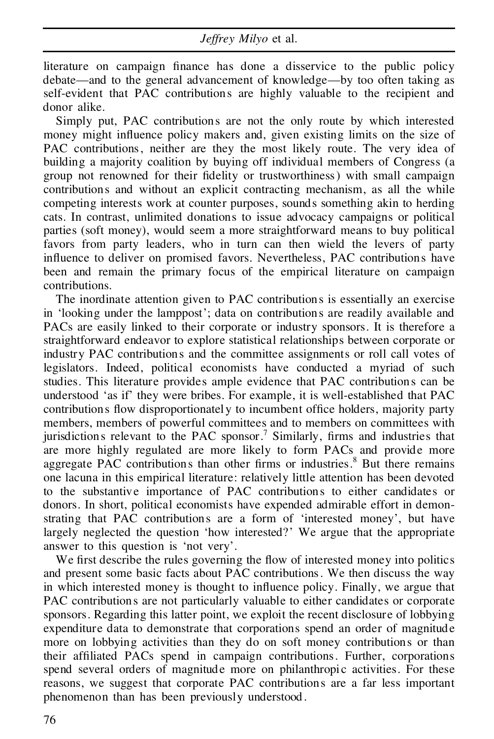literature on campaign finance has done a disservice to the public policy debate—and to the general advancement of knowledge—by too often taking as self-evident that PAC contributions are highly valuable to the recipient and donor alike.

Simply put, PAC contributions are not the only route by which interested money might influence policy makers and, given existing limits on the size of PAC contributions, neither are they the most likely route. The very idea of building a majority coalition by buying off individual members of Congress (a group not renowned for their fidelity or trustworthiness) with small campaign contributions and without an explicit contracting mechanism, as all the while competing interests work at counter purposes, sounds something akin to herding cats. In contrast, unlimited donations to issue advocacy campaigns or political parties (soft money), would seem a more straightforward means to buy political favors from party leaders, who in turn can then wield the levers of party influence to deliver on promised favors. Nevertheless, PAC contributions have been and remain the primary focus of the empirical literature on campaign contributions.

The inordinate attention given to PAC contributions is essentially an exercise in 'looking under the lamppost'; data on contributions are readily available and PACs are easily linked to their corporate or industry sponsors. It is therefore a straightforward endeavor to explore statistical relationships between corporate or industry PAC contributions and the committee assignments or roll call votes of legislators. Indeed, political economists have conducted a myriad of such studies. This literature provides ample evidence that PAC contributions can be understood 'as if' they were bribes. For example, it is well-established that PAC contributions flow disproportionately to incumbent office holders, majority party members, members of powerful committees and to members on committees with jurisdictions relevant to the PAC sponsor.[7] Similarly, firms and industries that are more highly regulated are more likely to form PACs and provide more aggregate PAC contributions than other firms or industries.[8] But there remains one lacuna in this empirical literature: relatively little attention has been devoted to the substantive importance of PAC contributions to either candidates or donors. In short, political economists have expended admirable effort in demonstrating that PAC contributions are a form of 'interested money', but have largely neglected the question 'how interested?' We argue that the appropriate answer to this question is 'not very'.

We first describe the rules governing the flow of interested money into politics and present some basic facts about PAC contributions. We then discuss the way in which interested money is thought to influence policy. Finally, we argue that PAC contributions are not particularly valuable to either candidates or corporate sponsors. Regarding this latter point, we exploit the recent disclosure of lobbying expenditure data to demonstrate that corporations spend an order of magnitude more on lobbying activities than they do on soft money contributions or than their affiliated PACs spend in campaign contributions. Further, corporations spend several orders of magnitude more on philanthropic activities. For these reasons, we suggest that corporate PAC contributions are a far less important phenomenon than has been previously understood.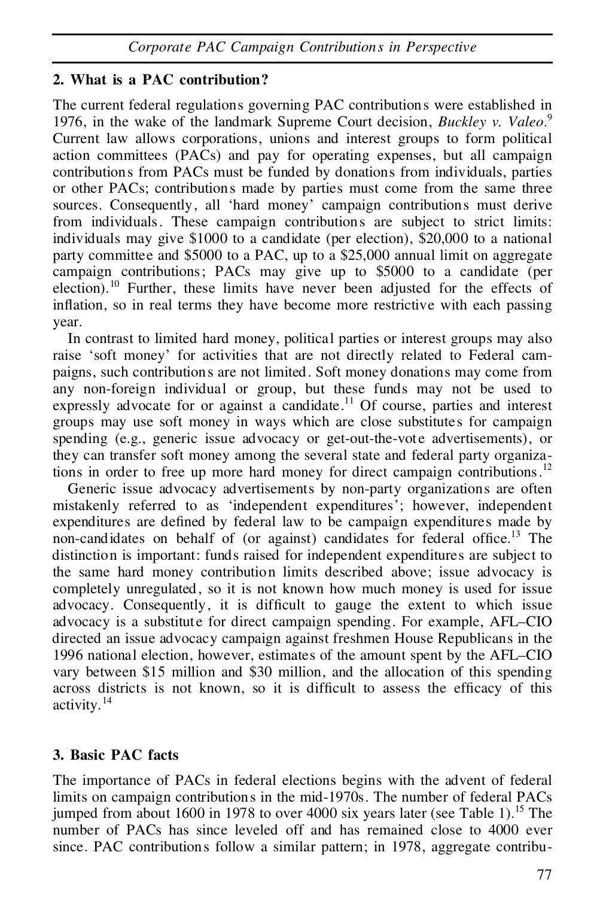## 2. What is a PAC contribution?

The current federal regulations governing PAC contributions were established in 1976, in the wake of the landmark Supreme Court decision, *Buckley v. Valeo*.[9] Current law allows corporations, unions and interest groups to form political action committees (PACs) and pay for operating expenses, but all campaign contributions from PACs must be funded by donations from individuals, parties or other PACs; contributions made by parties must come from the same three sources. Consequently, all 'hard money' campaign contributions must derive from individuals. These campaign contributions are subject to strict limits: individuals may give $1000 to a candidate (per election), $20,000 to a national party committee and $5000 to a PAC, up to a $25,000 annual limit on aggregate campaign contributions; PACs may give up to $5000 to a candidate (per election).[10] Further, these limits have never been adjusted for the effects of inflation, so in real terms they have become more restrictive with each passing year.

In contrast to limited hard money, political parties or interest groups may also raise 'soft money' for activities that are not directly related to Federal campaigns, such contributions are not limited. Soft money donations may come from any non-foreign individual or group, but these funds may not be used to expressly advocate for or against a candidate.[11] Of course, parties and interest groups may use soft money in ways which are close substitutes for campaign spending (e.g., generic issue advocacy or get-out-the-vote advertisements), or they can transfer soft money among the several state and federal party organizations in order to free up more hard money for direct campaign contributions.[12]

Generic issue advocacy advertisements by non-party organizations are often mistakenly referred to as 'independent expenditures'; however, independent expenditures are defined by federal law to be campaign expenditures made by non-candidates on behalf of (or against) candidates for federal office.[13] The distinction is important: funds raised for independent expenditures are subject to the same hard money contribution limits described above; issue advocacy is completely unregulated, so it is not known how much money is used for issue advocacy. Consequently, it is difficult to gauge the extent to which issue advocacy is a substitute for direct campaign spending. For example, AFL–CIO directed an issue advocacy campaign against freshmen House Republicans in the 1996 national election, however, estimates of the amount spent by the AFL–CIO vary between $15 million and $30 million, and the allocation of this spending across districts is not known, so it is difficult to assess the efficacy of this activity.[14]

## 3. Basic PAC facts

The importance of PACs in federal elections begins with the advent of federal limits on campaign contributions in the mid-1970s. The number of federal PACs jumped from about 1600 in 1978 to over 4000 six years later (see Table 1).[15] The number of PACs has since leveled off and has remained close to 4000 ever since. PAC contributions follow a similar pattern; in 1978, aggregate contribu-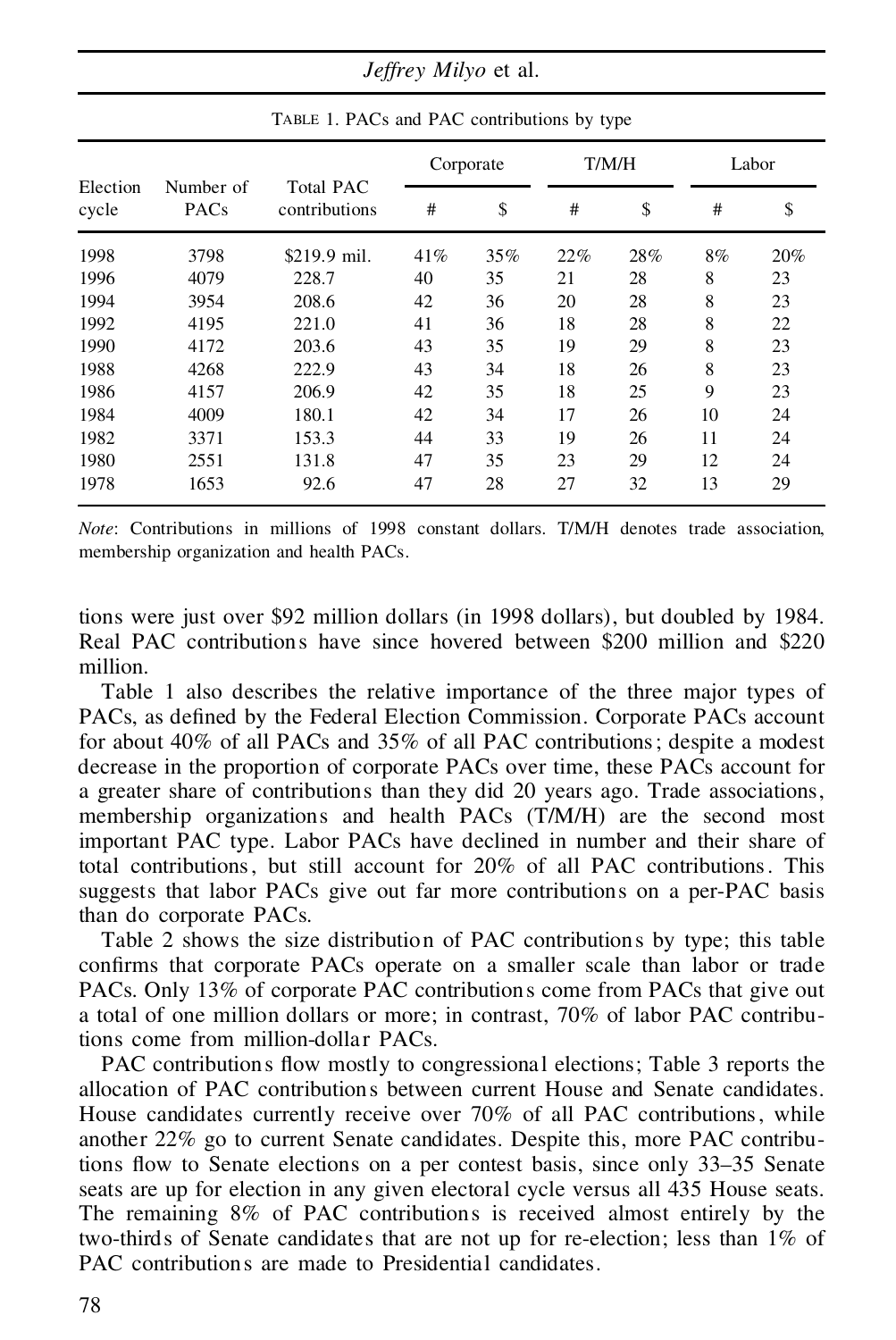TABLE 1. PACs and PAC contributions by type

| Election cycle | Number of PACs | Total PAC contributions | Corporate | | T/M/H | | Labor | |
|---|---|---|---|---|---|---|---|---|
| | | | # | $ | # | $ | # | $ |
| 1998 | 3798 | $219.9 mil. | 41% | 35% | 22% | 28% | 8% | 20% |
| 1996 | 4079 | 228.7 | 40 | 35 | 21 | 28 | 8 | 23 |
| 1994 | 3954 | 208.6 | 42 | 36 | 20 | 28 | 8 | 23 |
| 1992 | 4195 | 221.0 | 41 | 36 | 18 | 28 | 8 | 22 |
| 1990 | 4172 | 203.6 | 43 | 35 | 19 | 29 | 8 | 23 |
| 1988 | 4268 | 222.9 | 43 | 34 | 18 | 26 | 8 | 23 |
| 1986 | 4157 | 206.9 | 42 | 35 | 18 | 25 | 9 | 23 |
| 1984 | 4009 | 180.1 | 42 | 34 | 17 | 26 | 10 | 24 |
| 1982 | 3371 | 153.3 | 44 | 33 | 19 | 26 | 11 | 24 |
| 1980 | 2551 | 131.8 | 47 | 35 | 23 | 29 | 12 | 24 |
| 1978 | 1653 | 92.6 | 47 | 28 | 27 | 32 | 13 | 29 |

*Note*: Contributions in millions of 1998 constant dollars. T/M/H denotes trade association, membership organization and health PACs.

tions were just over $92 million dollars (in 1998 dollars), but doubled by 1984. Real PAC contributions have since hovered between $200 million and $220 million.

Table 1 also describes the relative importance of the three major types of PACs, as defined by the Federal Election Commission. Corporate PACs account for about 40% of all PACs and 35% of all PAC contributions; despite a modest decrease in the proportion of corporate PACs over time, these PACs account for a greater share of contributions than they did 20 years ago. Trade associations, membership organizations and health PACs (T/M/H) are the second most important PAC type. Labor PACs have declined in number and their share of total contributions, but still account for 20% of all PAC contributions. This suggests that labor PACs give out far more contributions on a per-PAC basis than do corporate PACs.

Table 2 shows the size distribution of PAC contributions by type; this table confirms that corporate PACs operate on a smaller scale than labor or trade PACs. Only 13% of corporate PAC contributions come from PACs that give out a total of one million dollars or more; in contrast, 70% of labor PAC contributions come from million-dollar PACs.

PAC contributions flow mostly to congressional elections; Table 3 reports the allocation of PAC contributions between current House and Senate candidates. House candidates currently receive over 70% of all PAC contributions, while another 22% go to current Senate candidates. Despite this, more PAC contributions flow to Senate elections on a per contest basis, since only 33–35 Senate seats are up for election in any given electoral cycle versus all 435 House seats. The remaining 8% of PAC contributions is received almost entirely by the two-thirds of Senate candidates that are not up for re-election; less than 1% of PAC contributions are made to Presidential candidates.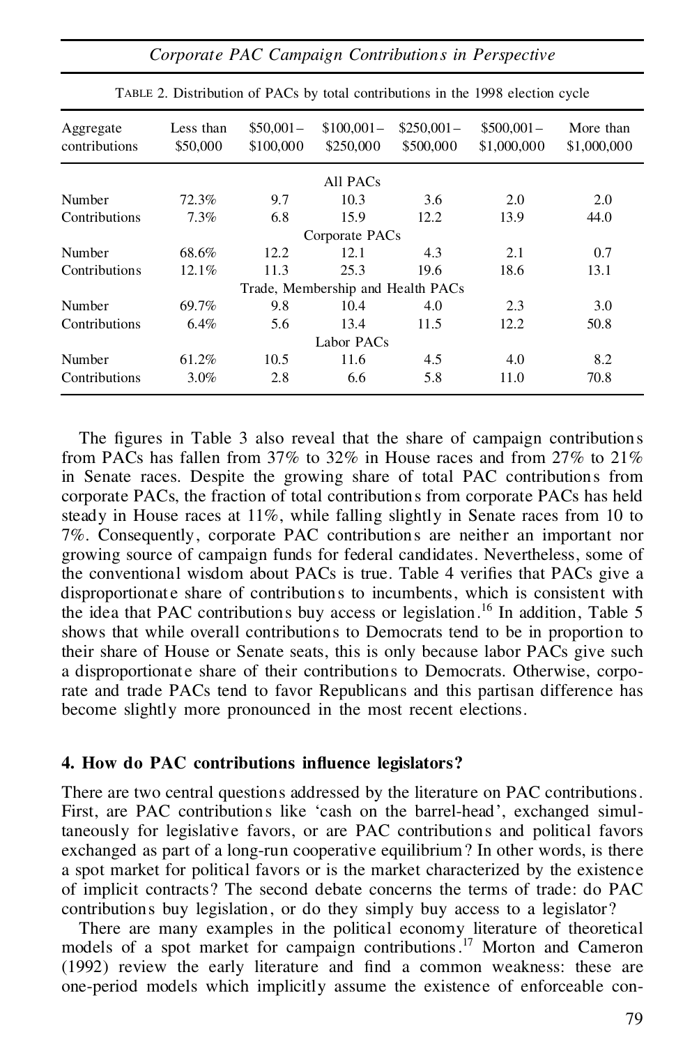TABLE 2. Distribution of PACs by total contributions in the 1998 election cycle

| Aggregate contributions | Less than $50,000 | $50,001– $100,000 | $100,001– $250,000 | $250,001– $500,000 | $500,001– $1,000,000 | More than $1,000,000 |
|---|---|---|---|---|---|---|
| | | | All PACs | | | |
| Number | 72.3% | 9.7 | 10.3 | 3.6 | 2.0 | 2.0 |
| Contributions | 7.3% | 6.8 | 15.9 | 12.2 | 13.9 | 44.0 |
| | | | Corporate PACs | | | |
| Number | 68.6% | 12.2 | 12.1 | 4.3 | 2.1 | 0.7 |
| Contributions | 12.1% | 11.3 | 25.3 | 19.6 | 18.6 | 13.1 |
| | | | Trade, Membership and Health PACs | | | |
| Number | 69.7% | 9.8 | 10.4 | 4.0 | 2.3 | 3.0 |
| Contributions | 6.4% | 5.6 | 13.4 | 11.5 | 12.2 | 50.8 |
| | | | Labor PACs | | | |
| Number | 61.2% | 10.5 | 11.6 | 4.5 | 4.0 | 8.2 |
| Contributions | 3.0% | 2.8 | 6.6 | 5.8 | 11.0 | 70.8 |

The figures in Table 3 also reveal that the share of campaign contributions from PACs has fallen from 37% to 32% in House races and from 27% to 21% in Senate races. Despite the growing share of total PAC contributions from corporate PACs, the fraction of total contributions from corporate PACs has held steady in House races at 11%, while falling slightly in Senate races from 10 to 7%. Consequently, corporate PAC contributions are neither an important nor growing source of campaign funds for federal candidates. Nevertheless, some of the conventional wisdom about PACs is true. Table 4 verifies that PACs give a disproportionate share of contributions to incumbents, which is consistent with the idea that PAC contributions buy access or legislation.[16] In addition, Table 5 shows that while overall contributions to Democrats tend to be in proportion to their share of House or Senate seats, this is only because labor PACs give such a disproportionate share of their contributions to Democrats. Otherwise, corporate and trade PACs tend to favor Republicans and this partisan difference has become slightly more pronounced in the most recent elections.

## 4. How do PAC contributions influence legislators?

There are two central questions addressed by the literature on PAC contributions. First, are PAC contributions like 'cash on the barrel-head', exchanged simultaneously for legislative favors, or are PAC contributions and political favors exchanged as part of a long-run cooperative equilibrium? In other words, is there a spot market for political favors or is the market characterized by the existence of implicit contracts? The second debate concerns the terms of trade: do PAC contributions buy legislation, or do they simply buy access to a legislator?

There are many examples in the political economy literature of theoretical models of a spot market for campaign contributions.[17] Morton and Cameron (1992) review the early literature and find a common weakness: these are one-period models which implicitly assume the existence of enforceable con-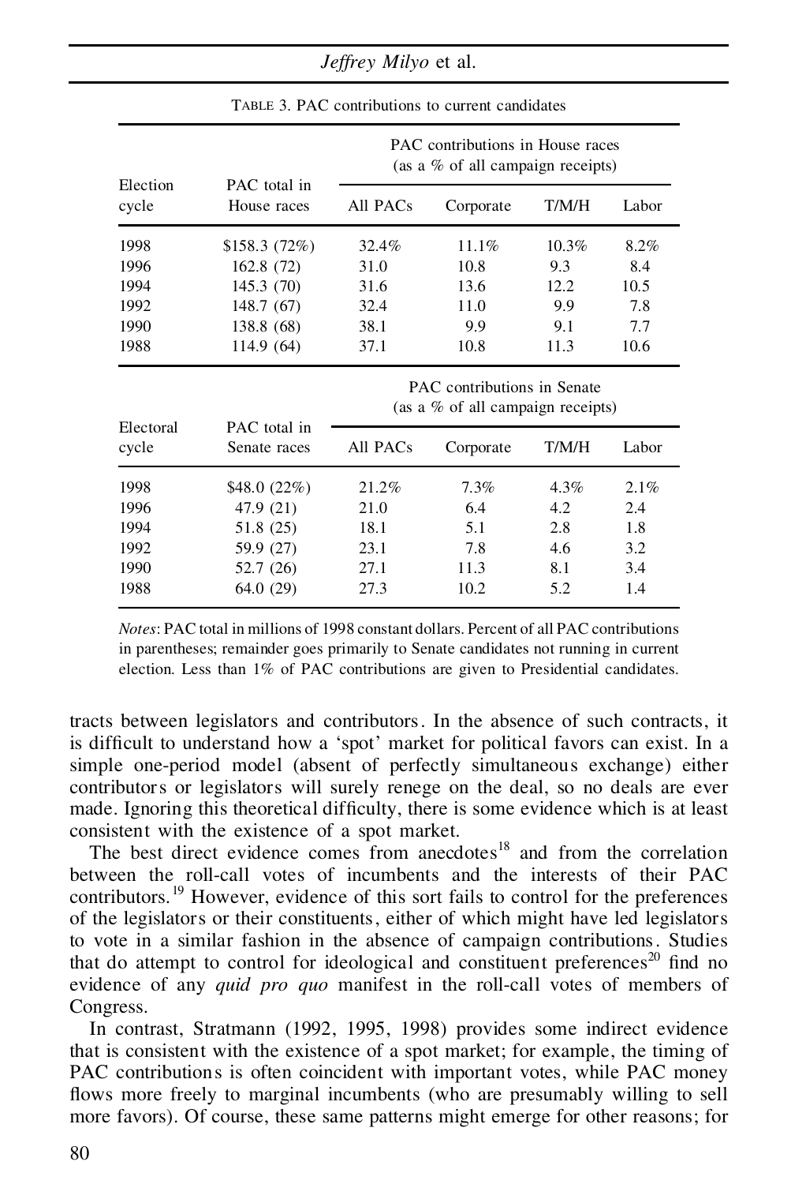TABLE 3. PAC contributions to current candidates

| Election cycle | PAC total in House races | PAC contributions in House races (as a % of all campaign receipts) | | | |
|---|---|---|---|---|---|
| | | All PACs | Corporate | T/M/H | Labor |
| 1998 | $158.3 (72%) | 32.4% | 11.1% | 10.3% | 8.2% |
| 1996 | 162.8 (72) | 31.0 | 10.8 | 9.3 | 8.4 |
| 1994 | 145.3 (70) | 31.6 | 13.6 | 12.2 | 10.5 |
| 1992 | 148.7 (67) | 32.4 | 11.0 | 9.9 | 7.8 |
| 1990 | 138.8 (68) | 38.1 | 9.9 | 9.1 | 7.7 |
| 1988 | 114.9 (64) | 37.1 | 10.8 | 11.3 | 10.6 |
| **Electoral cycle** | **PAC total in Senate races** | **PAC contributions in Senate (as a % of all campaign receipts)** | | | |
| | | All PACs | Corporate | T/M/H | Labor |
| 1998 | $48.0 (22%) | 21.2% | 7.3% | 4.3% | 2.1% |
| 1996 | 47.9 (21) | 21.0 | 6.4 | 4.2 | 2.4 |
| 1994 | 51.8 (25) | 18.1 | 5.1 | 2.8 | 1.8 |
| 1992 | 59.9 (27) | 23.1 | 7.8 | 4.6 | 3.2 |
| 1990 | 52.7 (26) | 27.1 | 11.3 | 8.1 | 3.4 |
| 1988 | 64.0 (29) | 27.3 | 10.2 | 5.2 | 1.4 |

*Notes*: PAC total in millions of 1998 constant dollars. Percent of all PAC contributions in parentheses; remainder goes primarily to Senate candidates not running in current election. Less than 1% of PAC contributions are given to Presidential candidates.

tracts between legislators and contributors. In the absence of such contracts, it is difficult to understand how a 'spot' market for political favors can exist. In a simple one-period model (absent of perfectly simultaneous exchange) either contributors or legislators will surely renege on the deal, so no deals are ever made. Ignoring this theoretical difficulty, there is some evidence which is at least consistent with the existence of a spot market.

The best direct evidence comes from anecdotes[18] and from the correlation between the roll-call votes of incumbents and the interests of their PAC contributors.[19] However, evidence of this sort fails to control for the preferences of the legislators or their constituents, either of which might have led legislators to vote in a similar fashion in the absence of campaign contributions. Studies that do attempt to control for ideological and constituent preferences[20] find no evidence of any *quid pro quo* manifest in the roll-call votes of members of Congress.

In contrast, Stratmann (1992, 1995, 1998) provides some indirect evidence that is consistent with the existence of a spot market; for example, the timing of PAC contributions is often coincident with important votes, while PAC money flows more freely to marginal incumbents (who are presumably willing to sell more favors). Of course, these same patterns might emerge for other reasons; for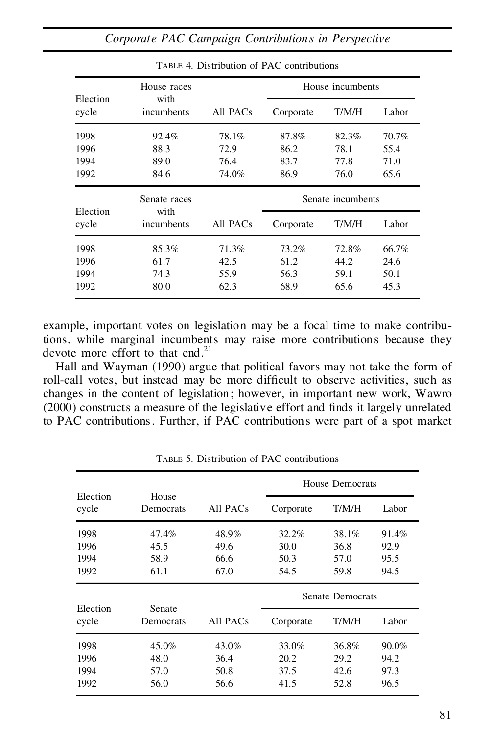TABLE 4. Distribution of PAC contributions

| Election cycle | House races with incumbents | All PACs | House incumbents | | |
|---|---|---|---|---|---|
| | | | Corporate | T/M/H | Labor |
| 1998 | 92.4% | 78.1% | 87.8% | 82.3% | 70.7% |
| 1996 | 88.3 | 72.9 | 86.2 | 78.1 | 55.4 |
| 1994 | 89.0 | 76.4 | 83.7 | 77.8 | 71.0 |
| 1992 | 84.6 | 74.0% | 86.9 | 76.0 | 65.6 |
| **Election cycle** | **Senate races with incumbents** | **All PACs** | **Senate incumbents** | | |
| | | | Corporate | T/M/H | Labor |
| 1998 | 85.3% | 71.3% | 73.2% | 72.8% | 66.7% |
| 1996 | 61.7 | 42.5 | 61.2 | 44.2 | 24.6 |
| 1994 | 74.3 | 55.9 | 56.3 | 59.1 | 50.1 |
| 1992 | 80.0 | 62.3 | 68.9 | 65.6 | 45.3 |

example, important votes on legislation may be a focal time to make contributions, while marginal incumbents may raise more contributions because they devote more effort to that end.[21]

Hall and Wayman (1990) argue that political favors may not take the form of roll-call votes, but instead may be more difficult to observe activities, such as changes in the content of legislation; however, in important new work, Wawro (2000) constructs a measure of the legislative effort and finds it largely unrelated to PAC contributions. Further, if PAC contributions were part of a spot market

TABLE 5. Distribution of PAC contributions

| Election cycle | House Democrats | All PACs | House Democrats | | |
|---|---|---|---|---|---|
| | | | Corporate | T/M/H | Labor |
| 1998 | 47.4% | 48.9% | 32.2% | 38.1% | 91.4% |
| 1996 | 45.5 | 49.6 | 30.0 | 36.8 | 92.9 |
| 1994 | 58.9 | 66.6 | 50.3 | 57.0 | 95.5 |
| 1992 | 61.1 | 67.0 | 54.5 | 59.8 | 94.5 |
| **Election cycle** | **Senate Democrats** | **All PACs** | **Senate Democrats** | | |
| | | | Corporate | T/M/H | Labor |
| 1998 | 45.0% | 43.0% | 33.0% | 36.8% | 90.0% |
| 1996 | 48.0 | 36.4 | 20.2 | 29.2 | 94.2 |
| 1994 | 57.0 | 50.8 | 37.5 | 42.6 | 97.3 |
| 1992 | 56.0 | 56.6 | 41.5 | 52.8 | 96.5 |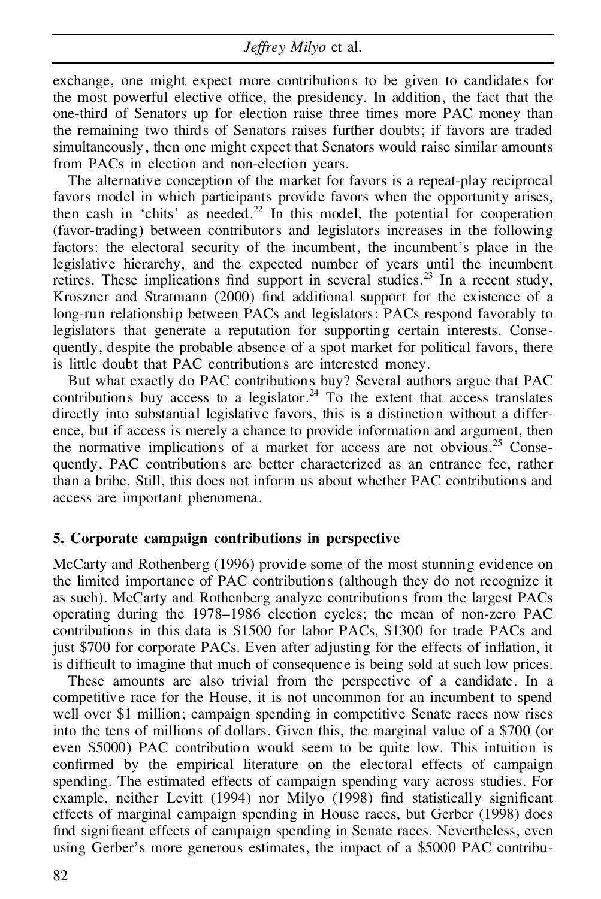exchange, one might expect more contributions to be given to candidates for the most powerful elective office, the presidency. In addition, the fact that the one-third of Senators up for election raise three times more PAC money than the remaining two thirds of Senators raises further doubts; if favors are traded simultaneously, then one might expect that Senators would raise similar amounts from PACs in election and non-election years.

The alternative conception of the market for favors is a repeat-play reciprocal favors model in which participants provide favors when the opportunity arises, then cash in 'chits' as needed.[22] In this model, the potential for cooperation (favor-trading) between contributors and legislators increases in the following factors: the electoral security of the incumbent, the incumbent's place in the legislative hierarchy, and the expected number of years until the incumbent retires. These implications find support in several studies.[23] In a recent study, Kroszner and Stratmann (2000) find additional support for the existence of a long-run relationship between PACs and legislators: PACs respond favorably to legislators that generate a reputation for supporting certain interests. Consequently, despite the probable absence of a spot market for political favors, there is little doubt that PAC contributions are interested money.

But what exactly do PAC contributions buy? Several authors argue that PAC contributions buy access to a legislator.[24] To the extent that access translates directly into substantial legislative favors, this is a distinction without a difference, but if access is merely a chance to provide information and argument, then the normative implications of a market for access are not obvious.[25] Consequently, PAC contributions are better characterized as an entrance fee, rather than a bribe. Still, this does not inform us about whether PAC contributions and access are important phenomena.

## 5. Corporate campaign contributions in perspective

McCarty and Rothenberg (1996) provide some of the most stunning evidence on the limited importance of PAC contributions (although they do not recognize it as such). McCarty and Rothenberg analyze contributions from the largest PACs operating during the 1978–1986 election cycles; the mean of non-zero PAC contributions in this data is \$1500 for labor PACs, \$1300 for trade PACs and just \$700 for corporate PACs. Even after adjusting for the effects of inflation, it is difficult to imagine that much of consequence is being sold at such low prices.

These amounts are also trivial from the perspective of a candidate. In a competitive race for the House, it is not uncommon for an incumbent to spend well over \$1 million; campaign spending in competitive Senate races now rises into the tens of millions of dollars. Given this, the marginal value of a \$700 (or even \$5000) PAC contribution would seem to be quite low. This intuition is confirmed by the empirical literature on the electoral effects of campaign spending. The estimated effects of campaign spending vary across studies. For example, neither Levitt (1994) nor Milyo (1998) find statistically significant effects of marginal campaign spending in House races, but Gerber (1998) does find significant effects of campaign spending in Senate races. Nevertheless, even using Gerber's more generous estimates, the impact of a \$5000 PAC contribu-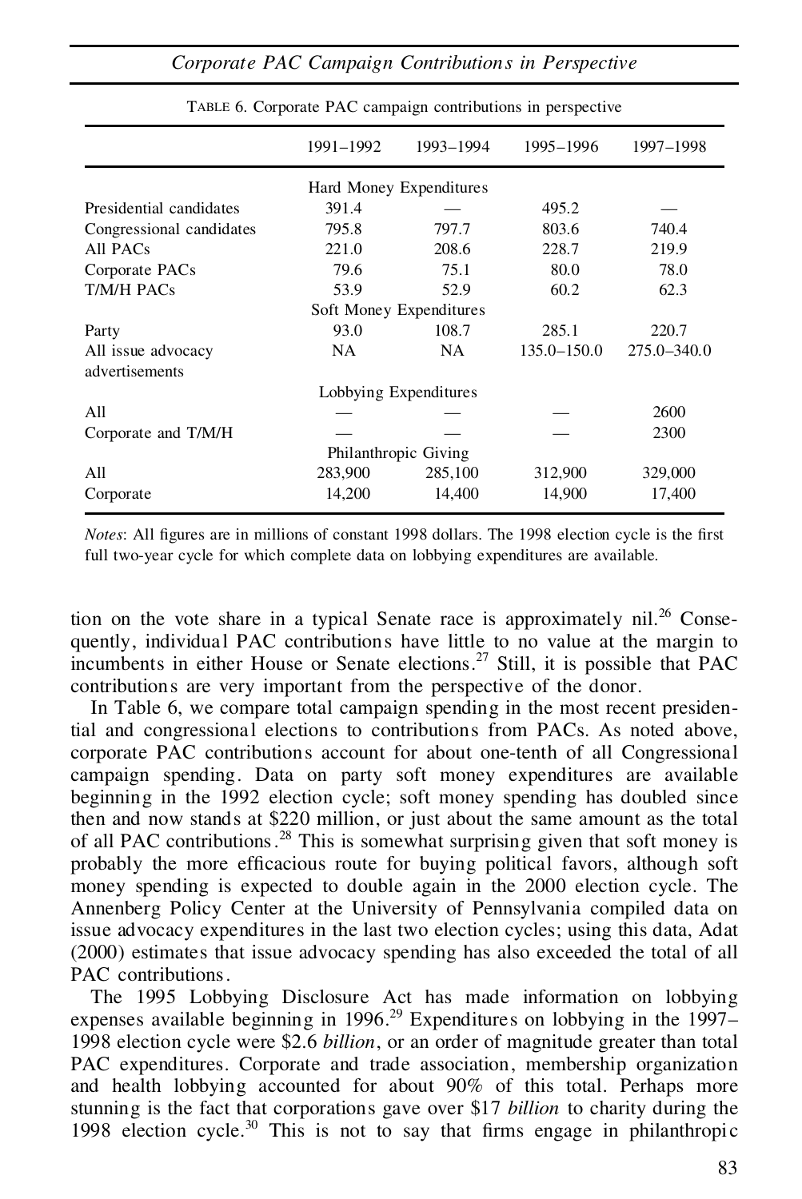TABLE 6. Corporate PAC campaign contributions in perspective

| | 1991–1992 | 1993–1994 | 1995–1996 | 1997–1998 |
|---|---|---|---|---|
| | Hard Money Expenditures | | | |
| Presidential candidates | 391.4 | — | 495.2 | — |
| Congressional candidates | 795.8 | 797.7 | 803.6 | 740.4 |
| All PACs | 221.0 | 208.6 | 228.7 | 219.9 |
| Corporate PACs | 79.6 | 75.1 | 80.0 | 78.0 |
| T/M/H PACs | 53.9 | 52.9 | 60.2 | 62.3 |
| | Soft Money Expenditures | | | |
| Party | 93.0 | 108.7 | 285.1 | 220.7 |
| All issue advocacy advertisements | NA | NA | 135.0–150.0 | 275.0–340.0 |
| | Lobbying Expenditures | | | |
| All | — | — | — | 2600 |
| Corporate and T/M/H | — | — | — | 2300 |
| | Philanthropic Giving | | | |
| All | 283,900 | 285,100 | 312,900 | 329,000 |
| Corporate | 14,200 | 14,400 | 14,900 | 17,400 |

*Notes*: All figures are in millions of constant 1998 dollars. The 1998 election cycle is the first full two-year cycle for which complete data on lobbying expenditures are available.

tion on the vote share in a typical Senate race is approximately nil.[26] Consequently, individual PAC contributions have little to no value at the margin to incumbents in either House or Senate elections.[27] Still, it is possible that PAC contributions are very important from the perspective of the donor.

In Table 6, we compare total campaign spending in the most recent presidential and congressional elections to contributions from PACs. As noted above, corporate PAC contributions account for about one-tenth of all Congressional campaign spending. Data on party soft money expenditures are available beginning in the 1992 election cycle; soft money spending has doubled since then and now stands at $220 million, or just about the same amount as the total of all PAC contributions.[28] This is somewhat surprising given that soft money is probably the more efficacious route for buying political favors, although soft money spending is expected to double again in the 2000 election cycle. The Annenberg Policy Center at the University of Pennsylvania compiled data on issue advocacy expenditures in the last two election cycles; using this data, Adat (2000) estimates that issue advocacy spending has also exceeded the total of all PAC contributions.

The 1995 Lobbying Disclosure Act has made information on lobbying expenses available beginning in 1996.[29] Expenditures on lobbying in the 1997–1998 election cycle were $2.6 *billion*, or an order of magnitude greater than total PAC expenditures. Corporate and trade association, membership organization and health lobbying accounted for about 90% of this total. Perhaps more stunning is the fact that corporations gave over $17 *billion* to charity during the 1998 election cycle.[30] This is not to say that firms engage in philanthropic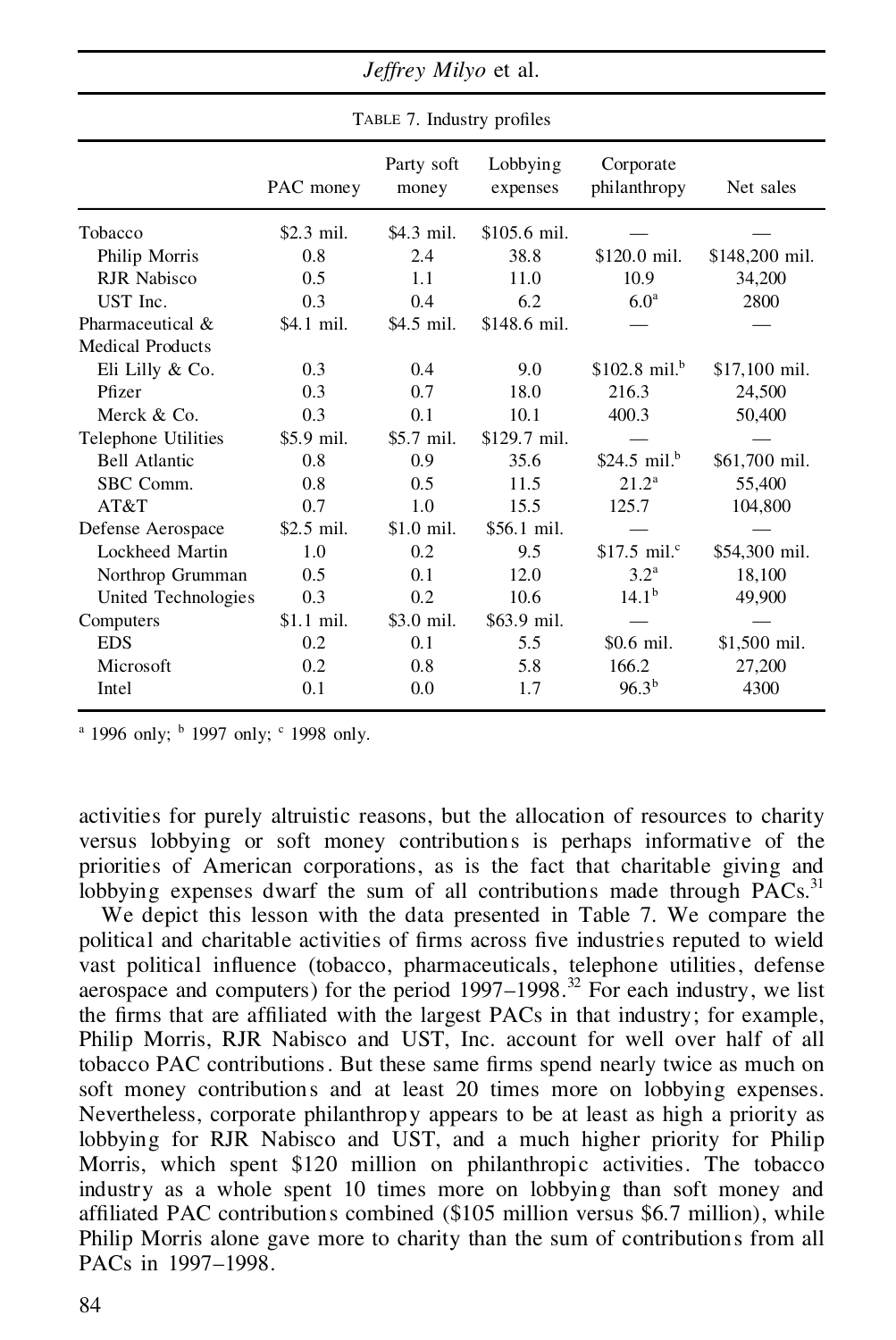TABLE 7. Industry profiles

| | PAC money | Party soft money | Lobbying expenses | Corporate philanthropy | Net sales |
|---|---|---|---|---|---|
| Tobacco | $2.3 mil. | $4.3 mil. | $105.6 mil. | — | — |
| Philip Morris | 0.8 | 2.4 | 38.8 | $120.0 mil. | $148,200 mil. |
| RJR Nabisco | 0.5 | 1.1 | 11.0 | 10.9 | 34,200 |
| UST Inc. | 0.3 | 0.4 | 6.2 | 6.0[a] | 2800 |
| Pharmaceutical & Medical Products | $4.1 mil. | $4.5 mil. | $148.6 mil. | — | — |
| Eli Lilly & Co. | 0.3 | 0.4 | 9.0 | $102.8 mil.[b] | $17,100 mil. |
| Pfizer | 0.3 | 0.7 | 18.0 | 216.3 | 24,500 |
| Merck & Co. | 0.3 | 0.1 | 10.1 | 400.3 | 50,400 |
| Telephone Utilities | $5.9 mil. | $5.7 mil. | $129.7 mil. | — | — |
| Bell Atlantic | 0.8 | 0.9 | 35.6 | $24.5 mil.[b] | $61,700 mil. |
| SBC Comm. | 0.8 | 0.5 | 11.5 | 21.2[a] | 55,400 |
| AT&T | 0.7 | 1.0 | 15.5 | 125.7 | 104,800 |
| Defense Aerospace | $2.5 mil. | $1.0 mil. | $56.1 mil. | — | — |
| Lockheed Martin | 1.0 | 0.2 | 9.5 | $17.5 mil.[c] | $54,300 mil. |
| Northrop Grumman | 0.5 | 0.1 | 12.0 | 3.2[a] | 18,100 |
| United Technologies | 0.3 | 0.2 | 10.6 | 14.1[b] | 49,900 |
| Computers | $1.1 mil. | $3.0 mil. | $63.9 mil. | — | — |
| EDS | 0.2 | 0.1 | 5.5 | $0.6 mil. | $1,500 mil. |
| Microsoft | 0.2 | 0.8 | 5.8 | 166.2 | 27,200 |
| Intel | 0.1 | 0.0 | 1.7 | 96.3[b] | 4300 |

[a] 1996 only; [b] 1997 only; [c] 1998 only.

activities for purely altruistic reasons, but the allocation of resources to charity versus lobbying or soft money contributions is perhaps informative of the priorities of American corporations, as is the fact that charitable giving and lobbying expenses dwarf the sum of all contributions made through PACs.[31]

We depict this lesson with the data presented in Table 7. We compare the political and charitable activities of firms across five industries reputed to wield vast political influence (tobacco, pharmaceuticals, telephone utilities, defense aerospace and computers) for the period 1997–1998.[32] For each industry, we list the firms that are affiliated with the largest PACs in that industry; for example, Philip Morris, RJR Nabisco and UST, Inc. account for well over half of all tobacco PAC contributions. But these same firms spend nearly twice as much on soft money contributions and at least 20 times more on lobbying expenses. Nevertheless, corporate philanthropy appears to be at least as high a priority as lobbying for RJR Nabisco and UST, and a much higher priority for Philip Morris, which spent $120 million on philanthropic activities. The tobacco industry as a whole spent 10 times more on lobbying than soft money and affiliated PAC contributions combined ($105 million versus $6.7 million), while Philip Morris alone gave more to charity than the sum of contributions from all PACs in 1997–1998.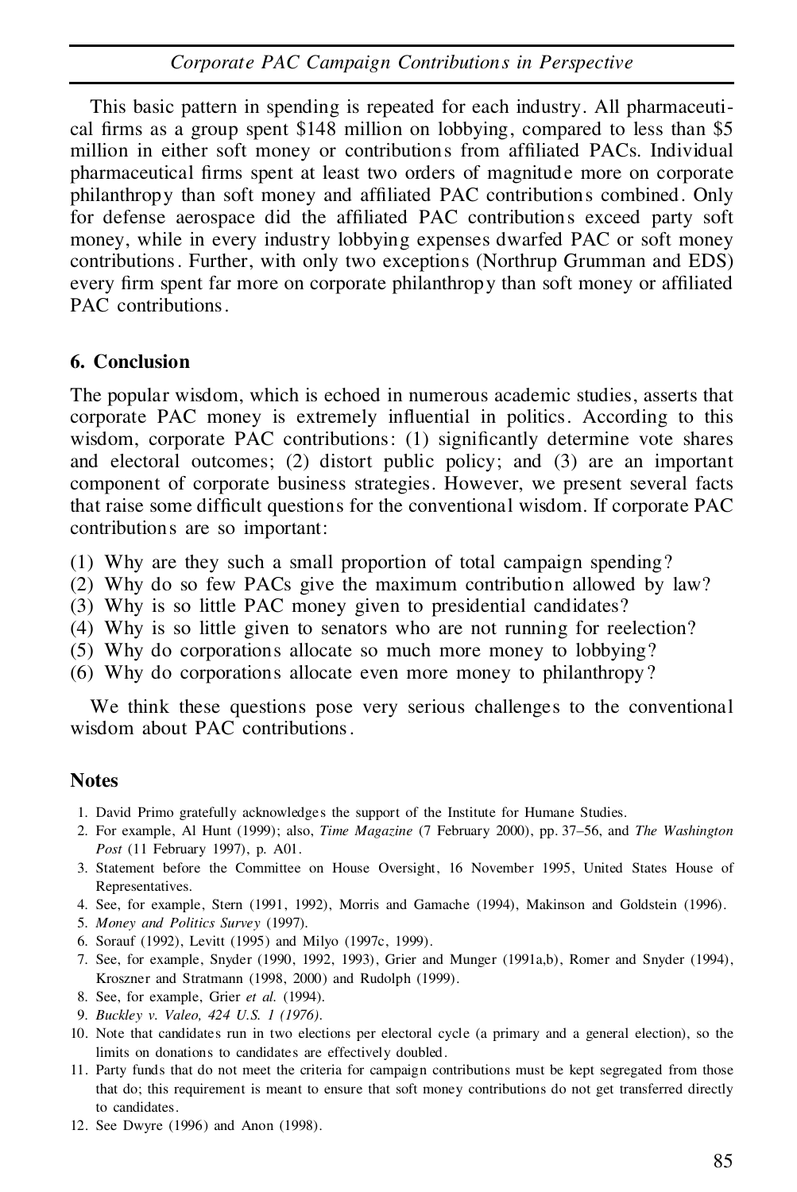This basic pattern in spending is repeated for each industry. All pharmaceutical firms as a group spent $148 million on lobbying, compared to less than $5 million in either soft money or contributions from affiliated PACs. Individual pharmaceutical firms spent at least two orders of magnitude more on corporate philanthropy than soft money and affiliated PAC contributions combined. Only for defense aerospace did the affiliated PAC contributions exceed party soft money, while in every industry lobbying expenses dwarfed PAC or soft money contributions. Further, with only two exceptions (Northrup Grumman and EDS) every firm spent far more on corporate philanthropy than soft money or affiliated PAC contributions.

## 6. Conclusion

The popular wisdom, which is echoed in numerous academic studies, asserts that corporate PAC money is extremely influential in politics. According to this wisdom, corporate PAC contributions: (1) significantly determine vote shares and electoral outcomes; (2) distort public policy; and (3) are an important component of corporate business strategies. However, we present several facts that raise some difficult questions for the conventional wisdom. If corporate PAC contributions are so important:

(1) Why are they such a small proportion of total campaign spending?
(2) Why do so few PACs give the maximum contribution allowed by law?
(3) Why is so little PAC money given to presidential candidates?
(4) Why is so little given to senators who are not running for reelection?
(5) Why do corporations allocate so much more money to lobbying?
(6) Why do corporations allocate even more money to philanthropy?

We think these questions pose very serious challenges to the conventional wisdom about PAC contributions.

## Notes

1. David Primo gratefully acknowledges the support of the Institute for Humane Studies.
2. For example, Al Hunt (1999); also, *Time Magazine* (7 February 2000), pp. 37–56, and *The Washington Post* (11 February 1997), p. A01.
3. Statement before the Committee on House Oversight, 16 November 1995, United States House of Representatives.
4. See, for example, Stern (1991, 1992), Morris and Gamache (1994), Makinson and Goldstein (1996).
5. *Money and Politics Survey* (1997).
6. Sorauf (1992), Levitt (1995) and Milyo (1997c, 1999).
7. See, for example, Snyder (1990, 1992, 1993), Grier and Munger (1991a,b), Romer and Snyder (1994), Kroszner and Stratmann (1998, 2000) and Rudolph (1999).
8. See, for example, Grier *et al.* (1994).
9. *Buckley v. Valeo, 424 U.S. 1 (1976).*
10. Note that candidates run in two elections per electoral cycle (a primary and a general election), so the limits on donations to candidates are effectively doubled.
11. Party funds that do not meet the criteria for campaign contributions must be kept segregated from those that do; this requirement is meant to ensure that soft money contributions do not get transferred directly to candidates.
12. See Dwyre (1996) and Anon (1998).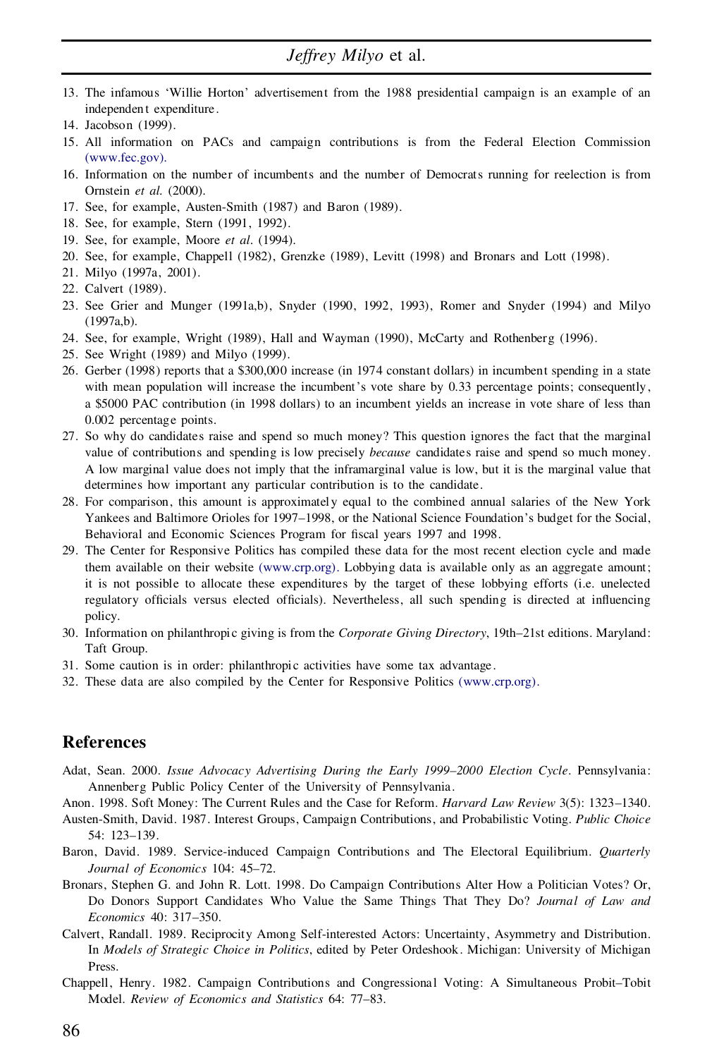13. The infamous 'Willie Horton' advertisement from the 1988 presidential campaign is an example of an independent expenditure.
14. Jacobson (1999).
15. All information on PACs and campaign contributions is from the Federal Election Commission (www.fec.gov).
16. Information on the number of incumbents and the number of Democrats running for reelection is from Ornstein *et al.* (2000).
17. See, for example, Austen-Smith (1987) and Baron (1989).
18. See, for example, Stern (1991, 1992).
19. See, for example, Moore *et al.* (1994).
20. See, for example, Chappell (1982), Grenzke (1989), Levitt (1998) and Bronars and Lott (1998).
21. Milyo (1997a, 2001).
22. Calvert (1989).
23. See Grier and Munger (1991a,b), Snyder (1990, 1992, 1993), Romer and Snyder (1994) and Milyo (1997a,b).
24. See, for example, Wright (1989), Hall and Wayman (1990), McCarty and Rothenberg (1996).
25. See Wright (1989) and Milyo (1999).
26. Gerber (1998) reports that a $300,000 increase (in 1974 constant dollars) in incumbent spending in a state with mean population will increase the incumbent's vote share by 0.33 percentage points; consequently, a $5000 PAC contribution (in 1998 dollars) to an incumbent yields an increase in vote share of less than 0.002 percentage points.
27. So why do candidates raise and spend so much money? This question ignores the fact that the marginal value of contributions and spending is low precisely *because* candidates raise and spend so much money. A low marginal value does not imply that the inframarginal value is low, but it is the marginal value that determines how important any particular contribution is to the candidate.
28. For comparison, this amount is approximately equal to the combined annual salaries of the New York Yankees and Baltimore Orioles for 1997–1998, or the National Science Foundation's budget for the Social, Behavioral and Economic Sciences Program for fiscal years 1997 and 1998.
29. The Center for Responsive Politics has compiled these data for the most recent election cycle and made them available on their website (www.crp.org). Lobbying data is available only as an aggregate amount; it is not possible to allocate these expenditures by the target of these lobbying efforts (i.e. unelected regulatory officials versus elected officials). Nevertheless, all such spending is directed at influencing policy.
30. Information on philanthropic giving is from the *Corporate Giving Directory*, 19th–21st editions. Maryland: Taft Group.
31. Some caution is in order: philanthropic activities have some tax advantage.
32. These data are also compiled by the Center for Responsive Politics (www.crp.org).

## References

Adat, Sean. 2000. *Issue Advocacy Advertising During the Early 1999–2000 Election Cycle*. Pennsylvania: Annenberg Public Policy Center of the University of Pennsylvania.

Anon. 1998. Soft Money: The Current Rules and the Case for Reform. *Harvard Law Review* 3(5): 1323–1340.

Austen-Smith, David. 1987. Interest Groups, Campaign Contributions, and Probabilistic Voting. *Public Choice* 54: 123–139.

Baron, David. 1989. Service-induced Campaign Contributions and The Electoral Equilibrium. *Quarterly Journal of Economics* 104: 45–72.

Bronars, Stephen G. and John R. Lott. 1998. Do Campaign Contributions Alter How a Politician Votes? Or, Do Donors Support Candidates Who Value the Same Things That They Do? *Journal of Law and Economics* 40: 317–350.

Calvert, Randall. 1989. Reciprocity Among Self-interested Actors: Uncertainty, Asymmetry and Distribution. In *Models of Strategic Choice in Politics*, edited by Peter Ordeshook. Michigan: University of Michigan Press.

Chappell, Henry. 1982. Campaign Contributions and Congressional Voting: A Simultaneous Probit–Tobit Model. *Review of Economics and Statistics* 64: 77–83.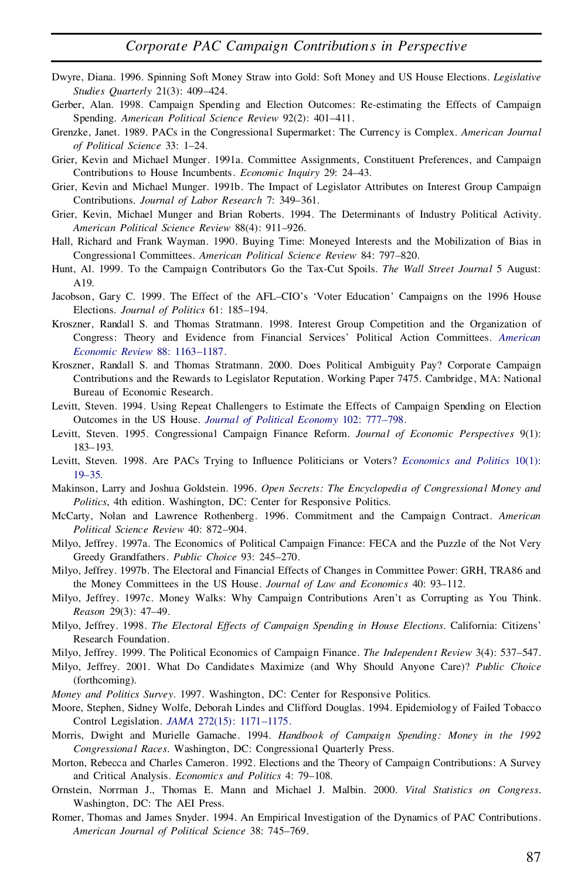Dwyre, Diana. 1996. Spinning Soft Money Straw into Gold: Soft Money and US House Elections. *Legislative Studies Quarterly* 21(3): 409–424.

Gerber, Alan. 1998. Campaign Spending and Election Outcomes: Re-estimating the Effects of Campaign Spending. *American Political Science Review* 92(2): 401–411.

Grenzke, Janet. 1989. PACs in the Congressional Supermarket: The Currency is Complex. *American Journal of Political Science* 33: 1–24.

Grier, Kevin and Michael Munger. 1991a. Committee Assignments, Constituent Preferences, and Campaign Contributions to House Incumbents. *Economic Inquiry* 29: 24–43.

Grier, Kevin and Michael Munger. 1991b. The Impact of Legislator Attributes on Interest Group Campaign Contributions. *Journal of Labor Research* 7: 349–361.

Grier, Kevin, Michael Munger and Brian Roberts. 1994. The Determinants of Industry Political Activity. *American Political Science Review* 88(4): 911–926.

Hall, Richard and Frank Wayman. 1990. Buying Time: Moneyed Interests and the Mobilization of Bias in Congressional Committees. *American Political Science Review* 84: 797–820.

Hunt, Al. 1999. To the Campaign Contributors Go the Tax-Cut Spoils. *The Wall Street Journal* 5 August: A19.

Jacobson, Gary C. 1999. The Effect of the AFL–CIO's 'Voter Education' Campaigns on the 1996 House Elections. *Journal of Politics* 61: 185–194.

Kroszner, Randall S. and Thomas Stratmann. 1998. Interest Group Competition and the Organization of Congress: Theory and Evidence from Financial Services' Political Action Committees. *American Economic Review* 88: 1163–1187.

Kroszner, Randall S. and Thomas Stratmann. 2000. Does Political Ambiguity Pay? Corporate Campaign Contributions and the Rewards to Legislator Reputation. Working Paper 7475. Cambridge, MA: National Bureau of Economic Research.

Levitt, Steven. 1994. Using Repeat Challengers to Estimate the Effects of Campaign Spending on Election Outcomes in the US House. *Journal of Political Economy* 102: 777–798.

Levitt, Steven. 1995. Congressional Campaign Finance Reform. *Journal of Economic Perspectives* 9(1): 183–193.

Levitt, Steven. 1998. Are PACs Trying to Influence Politicians or Voters? *Economics and Politics* 10(1): 19–35.

Makinson, Larry and Joshua Goldstein. 1996. *Open Secrets: The Encyclopedia of Congressional Money and Politics*, 4th edition. Washington, DC: Center for Responsive Politics.

McCarty, Nolan and Lawrence Rothenberg. 1996. Commitment and the Campaign Contract. *American Political Science Review* 40: 872–904.

Milyo, Jeffrey. 1997a. The Economics of Political Campaign Finance: FECA and the Puzzle of the Not Very Greedy Grandfathers. *Public Choice* 93: 245–270.

Milyo, Jeffrey. 1997b. The Electoral and Financial Effects of Changes in Committee Power: GRH, TRA86 and the Money Committees in the US House. *Journal of Law and Economics* 40: 93–112.

Milyo, Jeffrey. 1997c. Money Walks: Why Campaign Contributions Aren't as Corrupting as You Think. *Reason* 29(3): 47–49.

Milyo, Jeffrey. 1998. *The Electoral Effects of Campaign Spending in House Elections*. California: Citizens' Research Foundation.

Milyo, Jeffrey. 1999. The Political Economics of Campaign Finance. *The Independent Review* 3(4): 537–547.

Milyo, Jeffrey. 2001. What Do Candidates Maximize (and Why Should Anyone Care)? *Public Choice* (forthcoming).

*Money and Politics Survey*. 1997. Washington, DC: Center for Responsive Politics.

Moore, Stephen, Sidney Wolfe, Deborah Lindes and Clifford Douglas. 1994. Epidemiology of Failed Tobacco Control Legislation. *JAMA* 272(15): 1171–1175.

Morris, Dwight and Murielle Gamache. 1994. *Handbook of Campaign Spending: Money in the 1992 Congressional Races*. Washington, DC: Congressional Quarterly Press.

Morton, Rebecca and Charles Cameron. 1992. Elections and the Theory of Campaign Contributions: A Survey and Critical Analysis. *Economics and Politics* 4: 79–108.

Ornstein, Norrman J., Thomas E. Mann and Michael J. Malbin. 2000. *Vital Statistics on Congress*. Washington, DC: The AEI Press.

Romer, Thomas and James Snyder. 1994. An Empirical Investigation of the Dynamics of PAC Contributions. *American Journal of Political Science* 38: 745–769.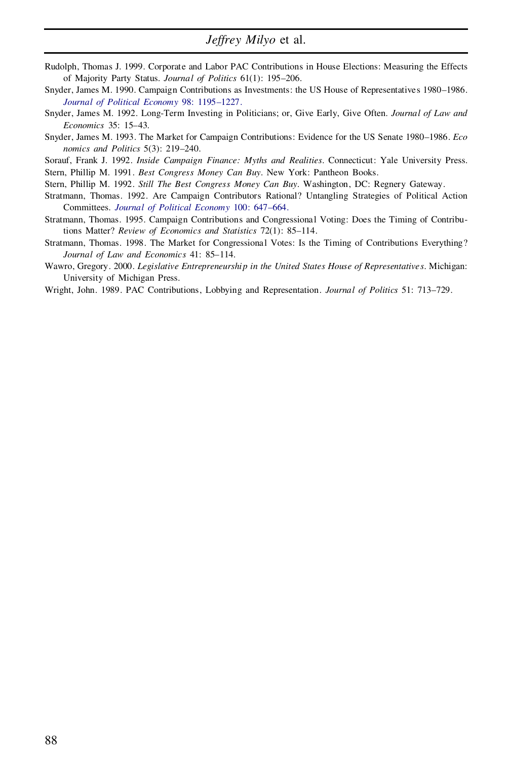Rudolph, Thomas J. 1999. Corporate and Labor PAC Contributions in House Elections: Measuring the Effects of Majority Party Status. *Journal of Politics* 61(1): 195–206.

Snyder, James M. 1990. Campaign Contributions as Investments: the US House of Representatives 1980–1986. *Journal of Political Economy* 98: 1195–1227.

Snyder, James M. 1992. Long-Term Investing in Politicians; or, Give Early, Give Often. *Journal of Law and Economics* 35: 15–43.

Snyder, James M. 1993. The Market for Campaign Contributions: Evidence for the US Senate 1980–1986. *Economics and Politics* 5(3): 219–240.

Sorauf, Frank J. 1992. *Inside Campaign Finance: Myths and Realities*. Connecticut: Yale University Press.

Stern, Phillip M. 1991. *Best Congress Money Can Buy*. New York: Pantheon Books.

Stern, Phillip M. 1992. *Still The Best Congress Money Can Buy*. Washington, DC: Regnery Gateway.

Stratmann, Thomas. 1992. Are Campaign Contributors Rational? Untangling Strategies of Political Action Committees. *Journal of Political Economy* 100: 647–664.

Stratmann, Thomas. 1995. Campaign Contributions and Congressional Voting: Does the Timing of Contributions Matter? *Review of Economics and Statistics* 72(1): 85–114.

Stratmann, Thomas. 1998. The Market for Congressional Votes: Is the Timing of Contributions Everything? *Journal of Law and Economics* 41: 85–114.

Wawro, Gregory. 2000. *Legislative Entrepreneurship in the United States House of Representatives*. Michigan: University of Michigan Press.

Wright, John. 1989. PAC Contributions, Lobbying and Representation. *Journal of Politics* 51: 713–729.